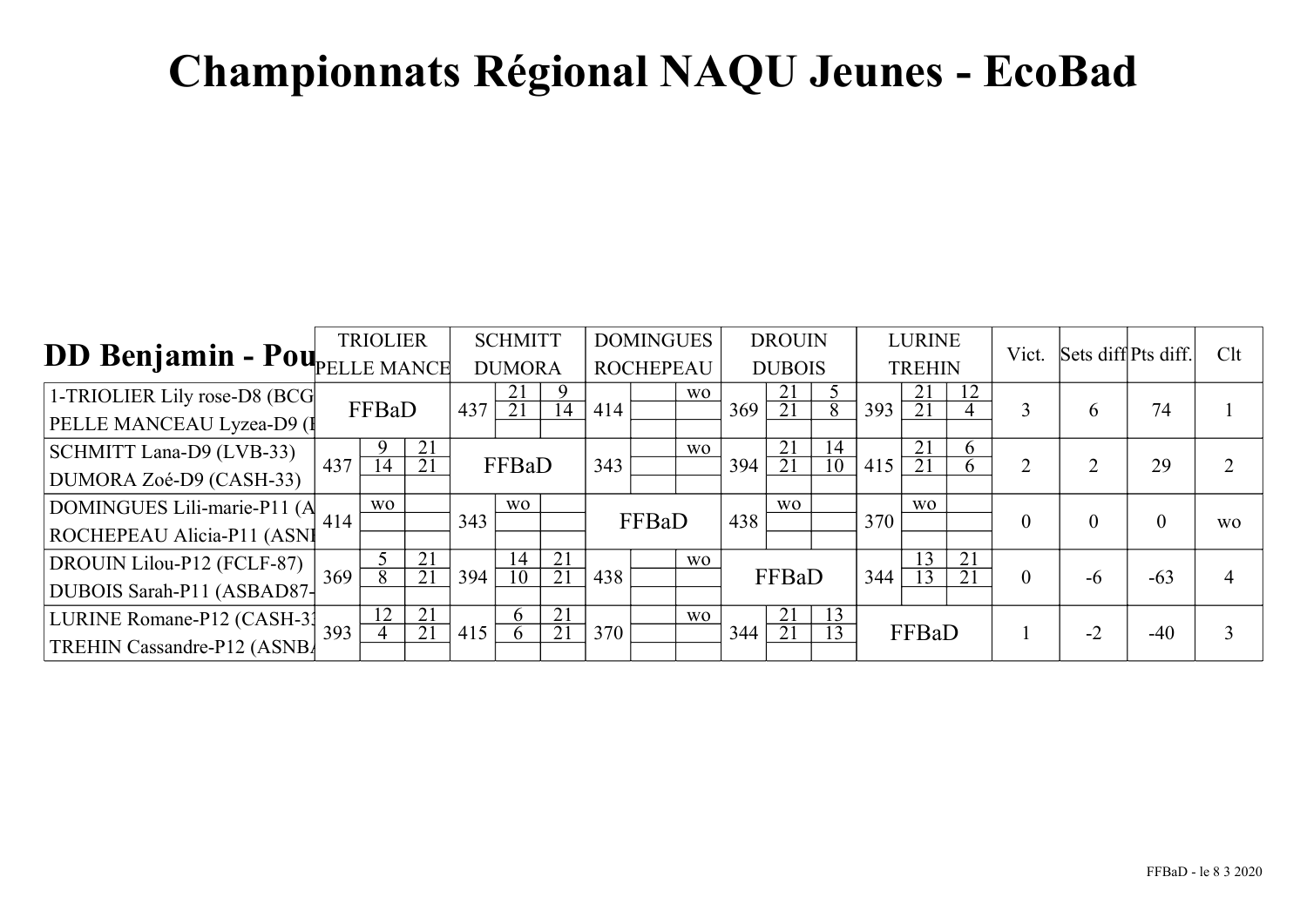# Championnats Régional NAQU Jeunes - EcoBad

## DD Benjamin - Pou

| | TRIOLIER / PELLE MANCE | SCHMITT / DUMORA | DOMINGUES / ROCHEPEAU | DROUIN / DUBOIS | LURINE / TREHIN | Vict. | Sets diff | Pts diff. | Clt |
|---|---|---|---|---|---|---|---|---|---|
| 1-TRIOLIER Lily rose-D8 (BCG / PELLE MANCEAU Lyzea-D9 (I | FFBaD | 437 — 21/21, 9/14 | 414 — wo | 369 — 21/21, 5/8 | 393 — 21/21, 12/4 | 3 | 6 | 74 | 1 |
| SCHMITT Lana-D9 (LVB-33) / DUMORA Zoé-D9 (CASH-33) | 437 — 9/14, 21/21 | FFBaD | 343 — wo | 394 — 21/21, 14/10 | 415 — 21/21, 6/6 | 2 | 2 | 29 | 2 |
| DOMINGUES Lili-marie-P11 (A / ROCHEPEAU Alicia-P11 (ASNI | 414 — wo | 343 — wo | FFBaD | 438 — wo | 370 — wo | 0 | 0 | 0 | wo |
| DROUIN Lilou-P12 (FCLF-87) / DUBOIS Sarah-P11 (ASBAD87- | 369 — 5/8, 21/21 | 394 — 14/10, 21/21 | 438 — wo | FFBaD | 344 — 13/13, 21/21 | 0 | -6 | -63 | 4 |
| LURINE Romane-P12 (CASH-3 / TREHIN Cassandre-P12 (ASNB | 393 — 12/4, 21/21 | 415 — 6/6, 21/21 | 370 — wo | 344 — 21/21, 13/13 | FFBaD | 1 | -2 | -40 | 3 |

FFBaD - le 8 3 2020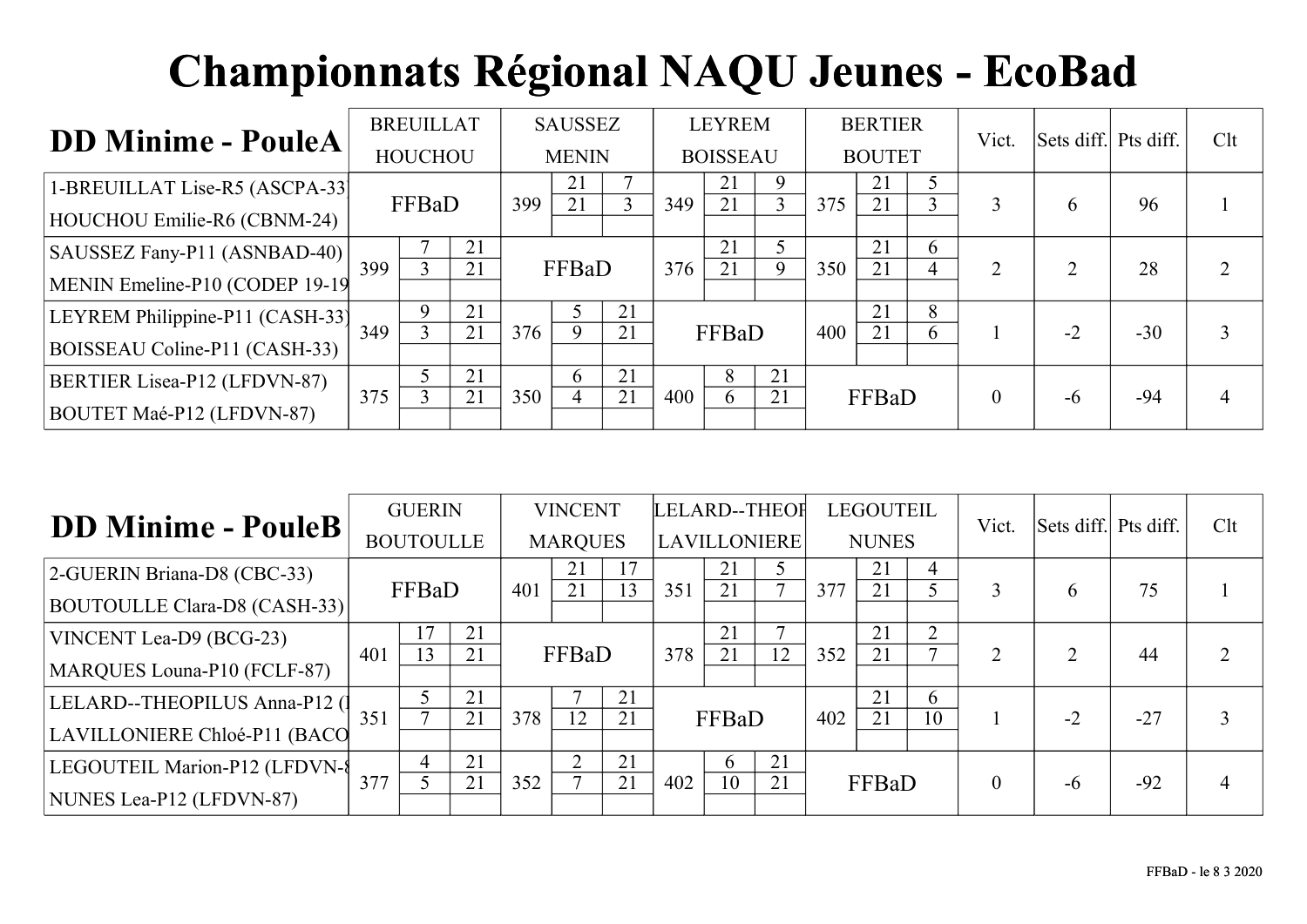# Championnats Régional NAQU Jeunes - EcoBad

## DD Minime - PouleA

| DD Minime - PouleA | BREUILLAT HOUCHOU | | | SAUSSEZ MENIN | | | LEYREM BOISSEAU | | | BERTIER BOUTET | | | Vict. | Sets diff. | Pts diff. | Clt |
|---|---|---|---|---|---|---|---|---|---|---|---|---|---|---|---|---|
| 1-BREUILLAT Lise-R5 (ASCPA-33) HOUCHOU Emilie-R6 (CBNM-24) | FFBaD | | | 399 | 21 21 | 7 3 | 349 | 21 21 | 9 3 | 375 | 21 21 | 5 3 | 3 | 6 | 96 | 1 |
| SAUSSEZ Fany-P11 (ASNBAD-40) MENIN Emeline-P10 (CODEP 19-19 | 399 | 7 3 | 21 21 | FFBaD | | | 376 | 21 21 | 5 9 | 350 | 21 21 | 6 4 | 2 | 2 | 28 | 2 |
| LEYREM Philippine-P11 (CASH-33) BOISSEAU Coline-P11 (CASH-33) | 349 | 9 3 | 21 21 | 376 | 5 9 | 21 21 | FFBaD | | | 400 | 21 21 | 8 6 | 1 | -2 | -30 | 3 |
| BERTIER Lisea-P12 (LFDVN-87) BOUTET Maé-P12 (LFDVN-87) | 375 | 5 3 | 21 21 | 350 | 6 4 | 21 21 | 400 | 8 6 | 21 21 | FFBaD | | | 0 | -6 | -94 | 4 |

## DD Minime - PouleB

| DD Minime - PouleB | GUERIN BOUTOULLE | | | VINCENT MARQUES | | | LELARD--THEOF LAVILLONIERE | | | LEGOUTEIL NUNES | | | Vict. | Sets diff. | Pts diff. | Clt |
|---|---|---|---|---|---|---|---|---|---|---|---|---|---|---|---|---|
| 2-GUERIN Briana-D8 (CBC-33) BOUTOULLE Clara-D8 (CASH-33) | FFBaD | | | 401 | 21 21 | 17 13 | 351 | 21 21 | 5 7 | 377 | 21 21 | 4 5 | 3 | 6 | 75 | 1 |
| VINCENT Lea-D9 (BCG-23) MARQUES Louna-P10 (FCLF-87) | 401 | 17 13 | 21 21 | FFBaD | | | 378 | 21 21 | 7 12 | 352 | 21 21 | 2 7 | 2 | 2 | 44 | 2 |
| LELARD--THEOPILUS Anna-P12 (I LAVILLONIERE Chloé-P11 (BACO | 351 | 5 7 | 21 21 | 378 | 7 12 | 21 21 | FFBaD | | | 402 | 21 21 | 6 10 | 1 | -2 | -27 | 3 |
| LEGOUTEIL Marion-P12 (LFDVN-8 NUNES Lea-P12 (LFDVN-87) | 377 | 4 5 | 21 21 | 352 | 2 7 | 21 21 | 402 | 6 10 | 21 21 | FFBaD | | | 0 | -6 | -92 | 4 |

FFBaD - le 8 3 2020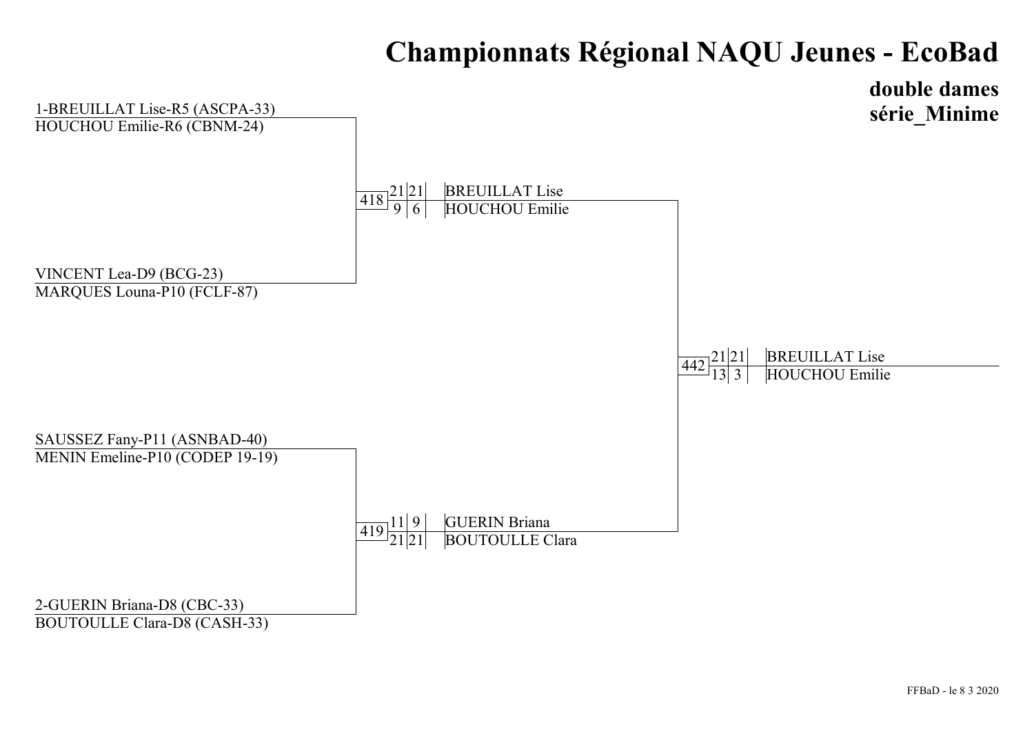# Championnats Régional NAQU Jeunes - EcoBad

## double dames
## série_Minime

### Premier tour

| Équipe |
| --- |
| 1-BREUILLAT Lise-R5 (ASCPA-33) / HOUCHOU Emilie-R6 (CBNM-24) |
| VINCENT Lea-D9 (BCG-23) / MARQUES Louna-P10 (FCLF-87) |
| SAUSSEZ Fany-P11 (ASNBAD-40) / MENIN Emeline-P10 (CODEP 19-19) |
| 2-GUERIN Briana-D8 (CBC-33) / BOUTOULLE Clara-D8 (CASH-33) |

### Demi-finales

| Match | Scores | Qualifiés |
| --- | --- | --- |
| 418 | 21-9, 21-6 | BREUILLAT Lise / HOUCHOU Emilie |
| 419 | 11-21, 9-21 | GUERIN Briana / BOUTOULLE Clara |

### Finale

| Match | Scores | Vainqueurs |
| --- | --- | --- |
| 442 | 21-13, 21-3 | BREUILLAT Lise / HOUCHOU Emilie |

FFBaD - le 8 3 2020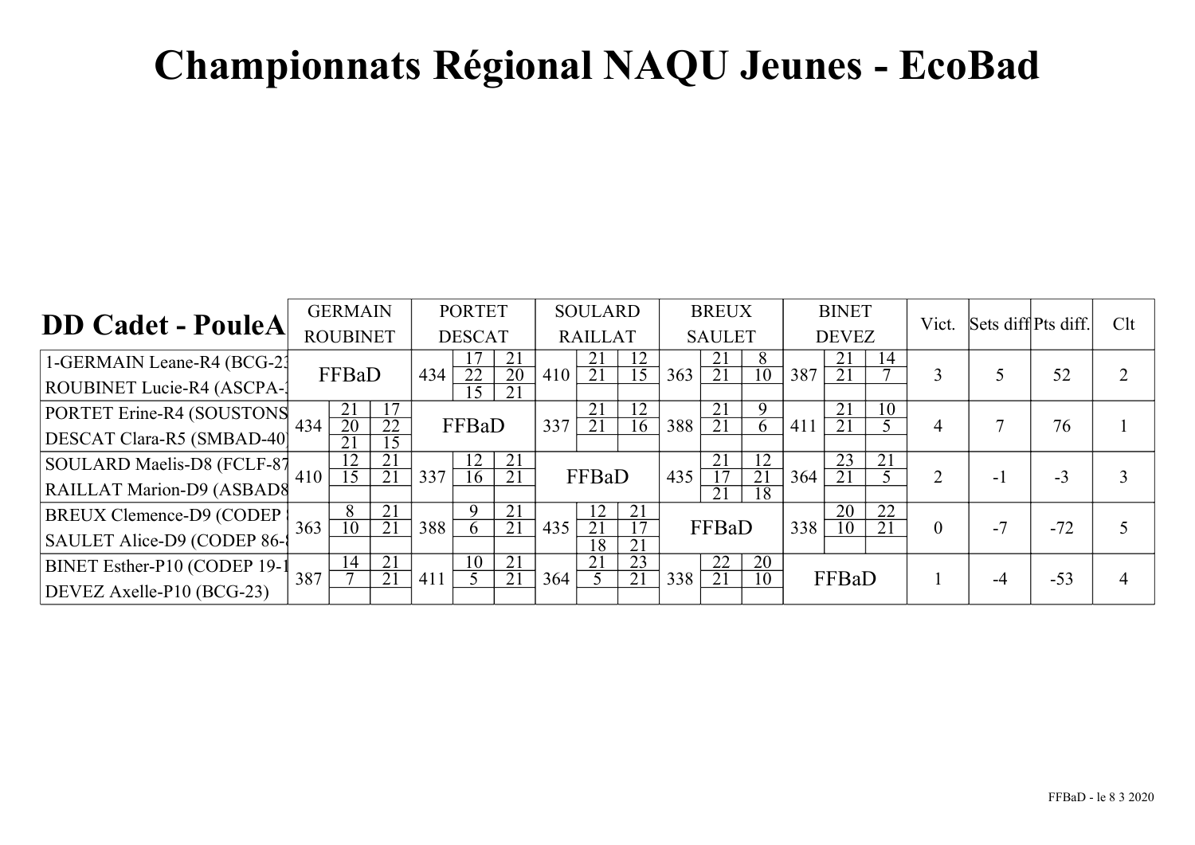# Championnats Régional NAQU Jeunes - EcoBad

| DD Cadet - PouleA | GERMAIN ROUBINET | PORTET DESCAT | SOULARD RAILLAT | BREUX SAULET | BINET DEVEZ | Vict. | Sets diff | Pts diff. | Clt |
|---|---|---|---|---|---|---|---|---|---|
| 1-GERMAIN Leane-R4 (BCG-23 ROUBINET Lucie-R4 (ASCPA- | FFBaD | 434 17-21 22-20 15-21 | 410 21-12 21-15 | 363 21-8 21-10 | 387 21-14 21-7 | 3 | 5 | 52 | 2 |
| PORTET Erine-R4 (SOUSTONS DESCAT Clara-R5 (SMBAD-40 | 434 21-17 20-22 21-15 | FFBaD | 337 21-12 21-16 | 388 21-9 21-6 | 411 21-10 21-5 | 4 | 7 | 76 | 1 |
| SOULARD Maelis-D8 (FCLF-87 RAILLAT Marion-D9 (ASBAD8 | 410 12-21 15-21 | 337 12-21 16-21 | FFBaD | 435 21-12 17-21 21-18 | 364 23-21 21-5 | 2 | -1 | -3 | 3 |
| BREUX Clemence-D9 (CODEP SAULET Alice-D9 (CODEP 86- | 363 8-21 10-21 | 388 9-21 6-21 | 435 12-21 21-17 18-21 | FFBaD | 338 20-22 10-21 | 0 | -7 | -72 | 5 |
| BINET Esther-P10 (CODEP 19-1 DEVEZ Axelle-P10 (BCG-23) | 387 14-21 7-21 | 411 10-21 5-21 | 364 21-23 5-21 | 338 22-20 21-10 | FFBaD | 1 | -4 | -53 | 4 |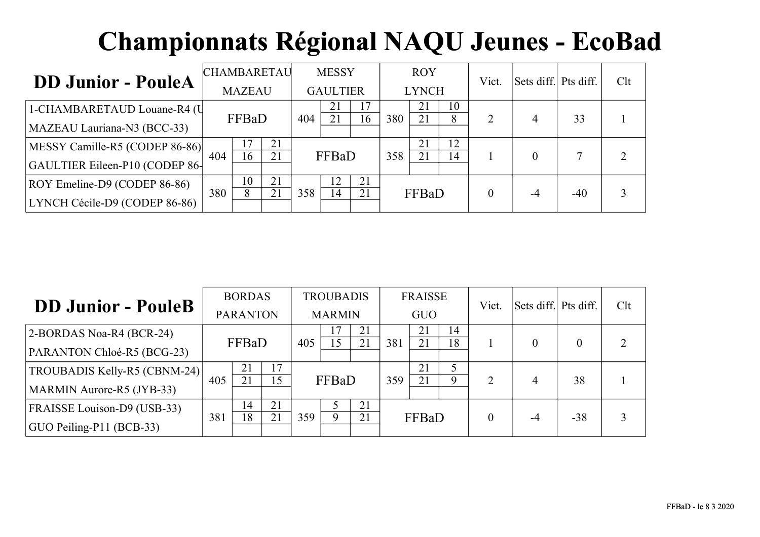# Championnats Régional NAQU Jeunes - EcoBad

## DD Junior - PouleA

| | CHAMBARETAU MAZEAU | MESSY GAULTIER | ROY LYNCH | Vict. | Sets diff. | Pts diff. | Clt |
|---|---|---|---|---|---|---|---|
| 1-CHAMBARETAUD Louane-R4 (U<br>MAZEAU Lauriana-N3 (BCC-33) | FFBaD | 404 — 21-17, 21-16 | 380 — 21-10, 21-8 | 2 | 4 | 33 | 1 |
| MESSY Camille-R5 (CODEP 86-86)<br>GAULTIER Eileen-P10 (CODEP 86- | 404 — 17-21, 16-21 | FFBaD | 358 — 21-12, 21-14 | 1 | 0 | 7 | 2 |
| ROY Emeline-D9 (CODEP 86-86)<br>LYNCH Cécile-D9 (CODEP 86-86) | 380 — 10-21, 8-21 | 358 — 12-21, 14-21 | FFBaD | 0 | -4 | -40 | 3 |

## DD Junior - PouleB

| | BORDAS PARANTON | TROUBADIS MARMIN | FRAISSE GUO | Vict. | Sets diff. | Pts diff. | Clt |
|---|---|---|---|---|---|---|---|
| 2-BORDAS Noa-R4 (BCR-24)<br>PARANTON Chloé-R5 (BCG-23) | FFBaD | 405 — 17-21, 15-21 | 381 — 21-14, 21-18 | 1 | 0 | 0 | 2 |
| TROUBADIS Kelly-R5 (CBNM-24)<br>MARMIN Aurore-R5 (JYB-33) | 405 — 21-17, 21-15 | FFBaD | 359 — 21-5, 21-9 | 2 | 4 | 38 | 1 |
| FRAISSE Louison-D9 (USB-33)<br>GUO Peiling-P11 (BCB-33) | 381 — 14-21, 18-21 | 359 — 5-21, 9-21 | FFBaD | 0 | -4 | -38 | 3 |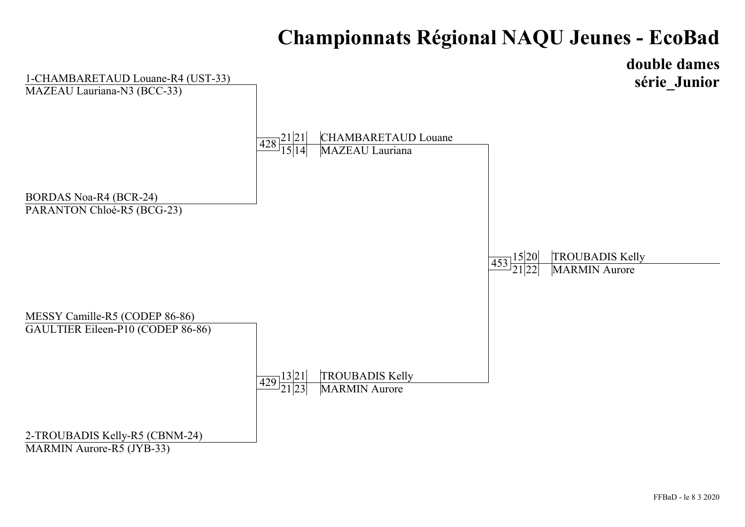# Championnats Régional NAQU Jeunes - EcoBad

## double dames
## série_Junior

1-CHAMBARETAUD Louane-R4 (UST-33)
MAZEAU Lauriana-N3 (BCC-33)

BORDAS Noa-R4 (BCR-24)
PARANTON Chloé-R5 (BCG-23)

MESSY Camille-R5 (CODEP 86-86)
GAULTIER Eileen-P10 (CODEP 86-86)

2-TROUBADIS Kelly-R5 (CBNM-24)
MARMIN Aurore-R5 (JYB-33)

428 — 21 15 | 21 14 — CHAMBARETAUD Louane / MAZEAU Lauriana

429 — 13 21 | 21 23 — TROUBADIS Kelly / MARMIN Aurore

453 — 15 21 | 20 22 — TROUBADIS Kelly / MARMIN Aurore

FFBaD - le 8 3 2020